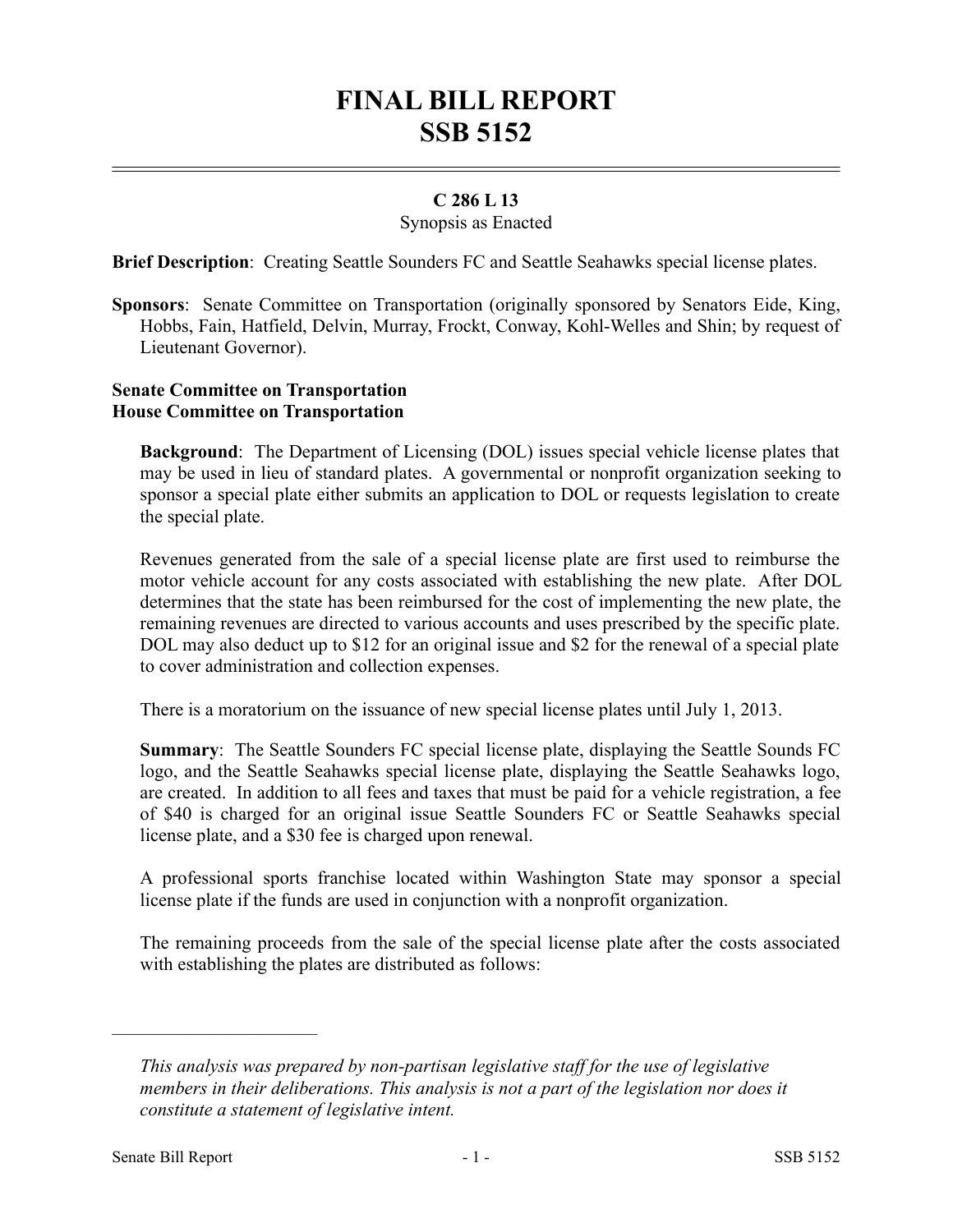# FINAL BILL REPORT
# SSB 5152

**C 286 L 13**

Synopsis as Enacted

**Brief Description**: Creating Seattle Sounders FC and Seattle Seahawks special license plates.

**Sponsors**: Senate Committee on Transportation (originally sponsored by Senators Eide, King, Hobbs, Fain, Hatfield, Delvin, Murray, Frockt, Conway, Kohl-Welles and Shin; by request of Lieutenant Governor).

**Senate Committee on Transportation**
**House Committee on Transportation**

**Background**: The Department of Licensing (DOL) issues special vehicle license plates that may be used in lieu of standard plates. A governmental or nonprofit organization seeking to sponsor a special plate either submits an application to DOL or requests legislation to create the special plate.

Revenues generated from the sale of a special license plate are first used to reimburse the motor vehicle account for any costs associated with establishing the new plate. After DOL determines that the state has been reimbursed for the cost of implementing the new plate, the remaining revenues are directed to various accounts and uses prescribed by the specific plate. DOL may also deduct up to $12 for an original issue and $2 for the renewal of a special plate to cover administration and collection expenses.

There is a moratorium on the issuance of new special license plates until July 1, 2013.

**Summary**: The Seattle Sounders FC special license plate, displaying the Seattle Sounds FC logo, and the Seattle Seahawks special license plate, displaying the Seattle Seahawks logo, are created. In addition to all fees and taxes that must be paid for a vehicle registration, a fee of $40 is charged for an original issue Seattle Sounders FC or Seattle Seahawks special license plate, and a $30 fee is charged upon renewal.

A professional sports franchise located within Washington State may sponsor a special license plate if the funds are used in conjunction with a nonprofit organization.

The remaining proceeds from the sale of the special license plate after the costs associated with establishing the plates are distributed as follows:

---

*This analysis was prepared by non-partisan legislative staff for the use of legislative members in their deliberations. This analysis is not a part of the legislation nor does it constitute a statement of legislative intent.*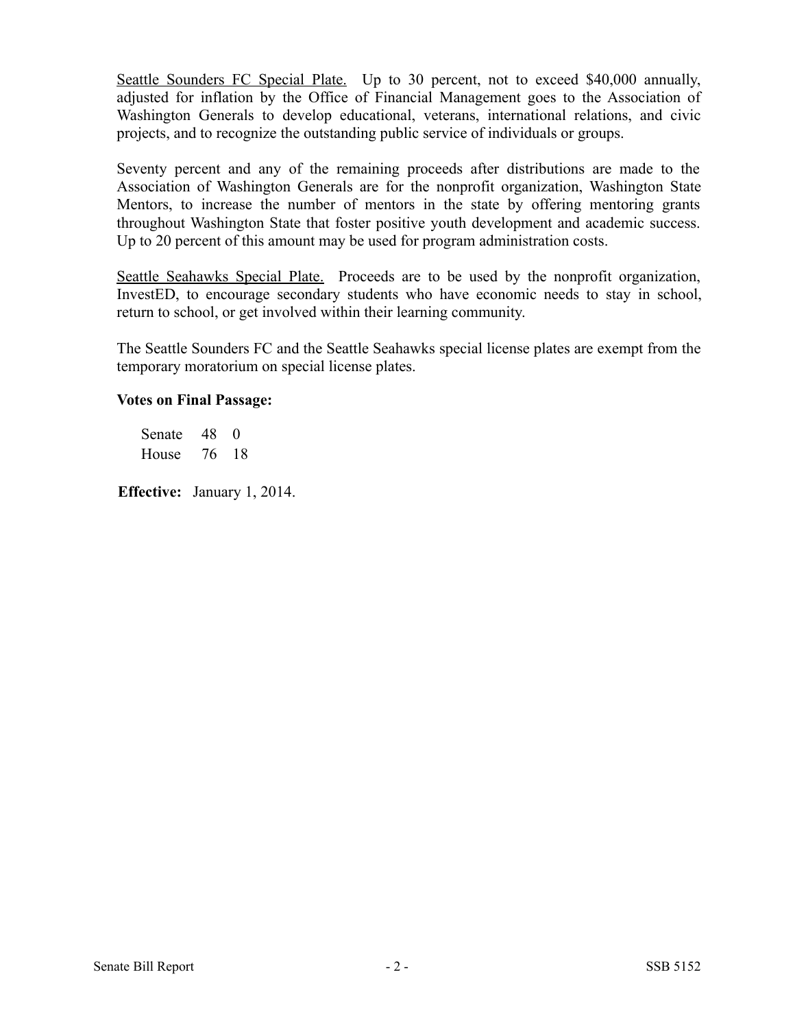Seattle Sounders FC Special Plate. Up to 30 percent, not to exceed $40,000 annually, adjusted for inflation by the Office of Financial Management goes to the Association of Washington Generals to develop educational, veterans, international relations, and civic projects, and to recognize the outstanding public service of individuals or groups.

Seventy percent and any of the remaining proceeds after distributions are made to the Association of Washington Generals are for the nonprofit organization, Washington State Mentors, to increase the number of mentors in the state by offering mentoring grants throughout Washington State that foster positive youth development and academic success. Up to 20 percent of this amount may be used for program administration costs.

Seattle Seahawks Special Plate. Proceeds are to be used by the nonprofit organization, InvestED, to encourage secondary students who have economic needs to stay in school, return to school, or get involved within their learning community.

The Seattle Sounders FC and the Seattle Seahawks special license plates are exempt from the temporary moratorium on special license plates.

**Votes on Final Passage:**

| | | |
|---|---|---|
| Senate | 48 | 0 |
| House | 76 | 18 |

**Effective:** January 1, 2014.